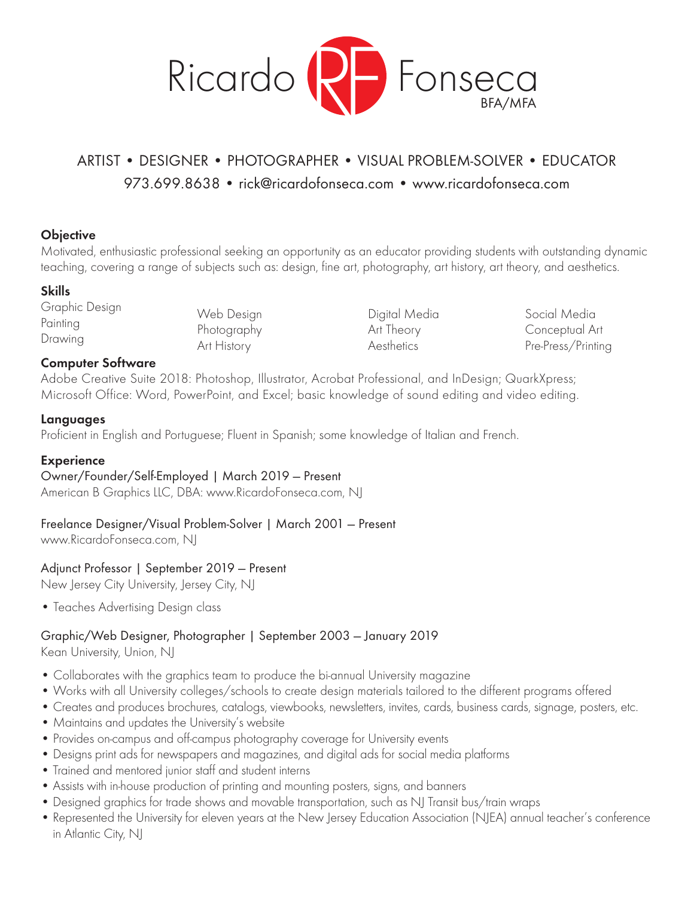# Ricardo RF Fonseca BFA/MFA

ARTIST • DESIGNER • PHOTOGRAPHER • VISUAL PROBLEM-SOLVER • EDUCATOR

973.699.8638 • rick@ricardofonseca.com • www.ricardofonseca.com

## Objective

Motivated, enthusiastic professional seeking an opportunity as an educator providing students with outstanding dynamic teaching, covering a range of subjects such as: design, fine art, photography, art history, art theory, and aesthetics.

## Skills

Graphic Design
Painting
Drawing
Web Design
Photography
Art History
Digital Media
Art Theory
Aesthetics
Social Media
Conceptual Art
Pre-Press/Printing

## Computer Software

Adobe Creative Suite 2018: Photoshop, Illustrator, Acrobat Professional, and InDesign; QuarkXpress; Microsoft Office: Word, PowerPoint, and Excel; basic knowledge of sound editing and video editing.

## Languages

Proficient in English and Portuguese; Fluent in Spanish; some knowledge of Italian and French.

## Experience

Owner/Founder/Self-Employed | March 2019 – Present
American B Graphics LLC, DBA: www.RicardoFonseca.com, NJ

Freelance Designer/Visual Problem-Solver | March 2001 – Present
www.RicardoFonseca.com, NJ

Adjunct Professor | September 2019 – Present
New Jersey City University, Jersey City, NJ

- Teaches Advertising Design class

Graphic/Web Designer, Photographer | September 2003 – January 2019
Kean University, Union, NJ

- Collaborates with the graphics team to produce the bi-annual University magazine
- Works with all University colleges/schools to create design materials tailored to the different programs offered
- Creates and produces brochures, catalogs, viewbooks, newsletters, invites, cards, business cards, signage, posters, etc.
- Maintains and updates the University's website
- Provides on-campus and off-campus photography coverage for University events
- Designs print ads for newspapers and magazines, and digital ads for social media platforms
- Trained and mentored junior staff and student interns
- Assists with in-house production of printing and mounting posters, signs, and banners
- Designed graphics for trade shows and movable transportation, such as NJ Transit bus/train wraps
- Represented the University for eleven years at the New Jersey Education Association (NJEA) annual teacher's conference in Atlantic City, NJ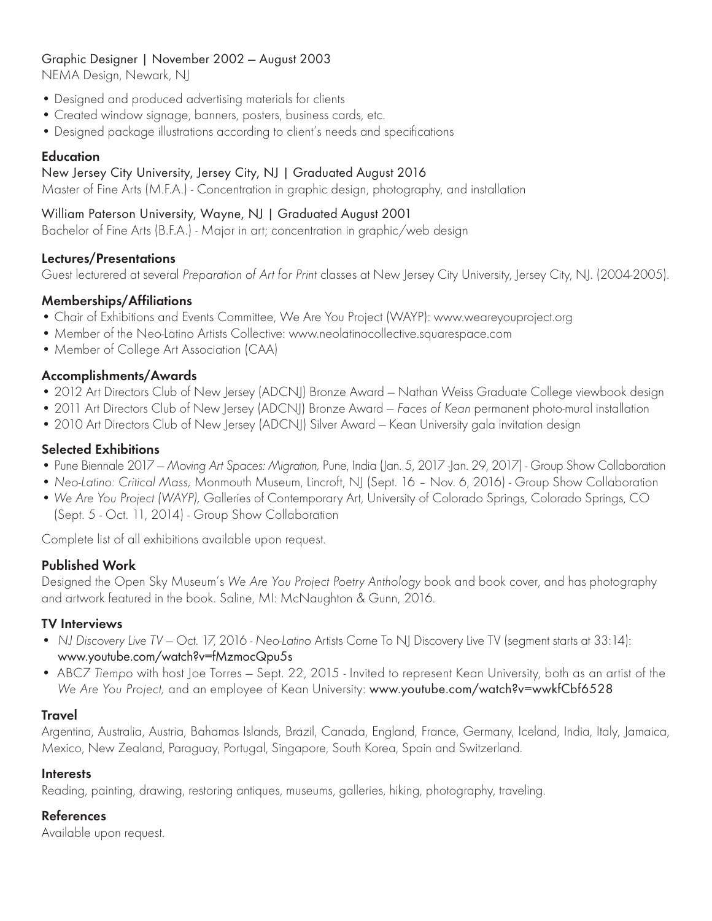Graphic Designer | November 2002 – August 2003
NEMA Design, Newark, NJ

- Designed and produced advertising materials for clients
- Created window signage, banners, posters, business cards, etc.
- Designed package illustrations according to client's needs and specifications

## Education

New Jersey City University, Jersey City, NJ | Graduated August 2016
Master of Fine Arts (M.F.A.) - Concentration in graphic design, photography, and installation

William Paterson University, Wayne, NJ | Graduated August 2001
Bachelor of Fine Arts (B.F.A.) - Major in art; concentration in graphic/web design

## Lectures/Presentations

Guest lecturered at several *Preparation of Art for Print* classes at New Jersey City University, Jersey City, NJ. (2004-2005).

## Memberships/Affiliations

- Chair of Exhibitions and Events Committee, We Are You Project (WAYP): www.weareyouproject.org
- Member of the Neo-Latino Artists Collective: www.neolatinocollective.squarespace.com
- Member of College Art Association (CAA)

## Accomplishments/Awards

- 2012 Art Directors Club of New Jersey (ADCNJ) Bronze Award – Nathan Weiss Graduate College viewbook design
- 2011 Art Directors Club of New Jersey (ADCNJ) Bronze Award – *Faces of Kean* permanent photo-mural installation
- 2010 Art Directors Club of New Jersey (ADCNJ) Silver Award – Kean University gala invitation design

## Selected Exhibitions

- Pune Biennale 2017 – *Moving Art Spaces: Migration,* Pune, India (Jan. 5, 2017 -Jan. 29, 2017) - Group Show Collaboration
- *Neo-Latino: Critical Mass,* Monmouth Museum, Lincroft, NJ (Sept. 16 – Nov. 6, 2016) - Group Show Collaboration
- *We Are You Project (WAYP),* Galleries of Contemporary Art, University of Colorado Springs, Colorado Springs, CO (Sept. 5 - Oct. 11, 2014) - Group Show Collaboration

Complete list of all exhibitions available upon request.

## Published Work

Designed the Open Sky Museum's *We Are You Project Poetry Anthology* book and book cover, and has photography and artwork featured in the book. Saline, MI: McNaughton & Gunn, 2016.

## TV Interviews

- *NJ Discovery Live TV* – Oct. 17, 2016 - *Neo-Latino* Artists Come To NJ Discovery Live TV (segment starts at 33:14): www.youtube.com/watch?v=fMzmocQpu5s
- ABC7 *Tiempo* with host Joe Torres – Sept. 22, 2015 - Invited to represent Kean University, both as an artist of the *We Are You Project,* and an employee of Kean University: www.youtube.com/watch?v=wwkfCbf6528

## Travel

Argentina, Australia, Austria, Bahamas Islands, Brazil, Canada, England, France, Germany, Iceland, India, Italy, Jamaica, Mexico, New Zealand, Paraguay, Portugal, Singapore, South Korea, Spain and Switzerland.

## Interests

Reading, painting, drawing, restoring antiques, museums, galleries, hiking, photography, traveling.

## References

Available upon request.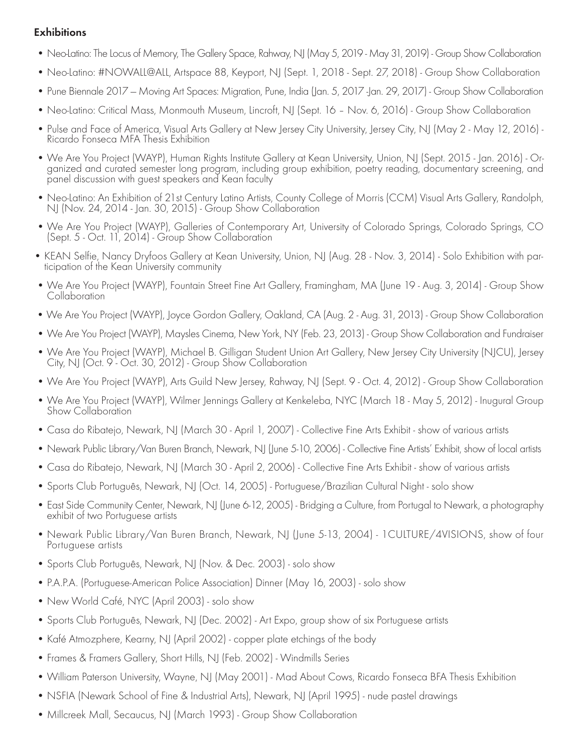### Exhibitions

- Neo-Latino: The Locus of Memory, The Gallery Space, Rahway, NJ (May 5, 2019 - May 31, 2019) - Group Show Collaboration
- Neo-Latino: #NOWALL@ALL, Artspace 88, Keyport, NJ (Sept. 1, 2018 - Sept. 27, 2018) - Group Show Collaboration
- Pune Biennale 2017 – Moving Art Spaces: Migration, Pune, India (Jan. 5, 2017 -Jan. 29, 2017) - Group Show Collaboration
- Neo-Latino: Critical Mass, Monmouth Museum, Lincroft, NJ (Sept. 16 – Nov. 6, 2016) - Group Show Collaboration
- Pulse and Face of America, Visual Arts Gallery at New Jersey City University, Jersey City, NJ (May 2 - May 12, 2016) - Ricardo Fonseca MFA Thesis Exhibition
- We Are You Project (WAYP), Human Rights Institute Gallery at Kean University, Union, NJ (Sept. 2015 - Jan. 2016) - Organized and curated semester long program, including group exhibition, poetry reading, documentary screening, and panel discussion with guest speakers and Kean faculty
- Neo-Latino: An Exhibition of 21st Century Latino Artists, County College of Morris (CCM) Visual Arts Gallery, Randolph, NJ (Nov. 24, 2014 - Jan. 30, 2015) - Group Show Collaboration
- We Are You Project (WAYP), Galleries of Contemporary Art, University of Colorado Springs, Colorado Springs, CO (Sept. 5 - Oct. 11, 2014) - Group Show Collaboration
- KEAN Selfie, Nancy Dryfoos Gallery at Kean University, Union, NJ (Aug. 28 - Nov. 3, 2014) - Solo Exhibition with participation of the Kean University community
- We Are You Project (WAYP), Fountain Street Fine Art Gallery, Framingham, MA (June 19 - Aug. 3, 2014) - Group Show Collaboration
- We Are You Project (WAYP), Joyce Gordon Gallery, Oakland, CA (Aug. 2 - Aug. 31, 2013) - Group Show Collaboration
- We Are You Project (WAYP), Maysles Cinema, New York, NY (Feb. 23, 2013) - Group Show Collaboration and Fundraiser
- We Are You Project (WAYP), Michael B. Gilligan Student Union Art Gallery, New Jersey City University (NJCU), Jersey City, NJ (Oct. 9 - Oct. 30, 2012) - Group Show Collaboration
- We Are You Project (WAYP), Arts Guild New Jersey, Rahway, NJ (Sept. 9 - Oct. 4, 2012) - Group Show Collaboration
- We Are You Project (WAYP), Wilmer Jennings Gallery at Kenkeleba, NYC (March 18 - May 5, 2012) - Inugural Group Show Collaboration
- Casa do Ribatejo, Newark, NJ (March 30 - April 1, 2007) - Collective Fine Arts Exhibit - show of various artists
- Newark Public Library/Van Buren Branch, Newark, NJ (June 5-10, 2006) - Collective Fine Artists' Exhibit, show of local artists
- Casa do Ribatejo, Newark, NJ (March 30 - April 2, 2006) - Collective Fine Arts Exhibit - show of various artists
- Sports Club Português, Newark, NJ (Oct. 14, 2005) - Portuguese/Brazilian Cultural Night - solo show
- East Side Community Center, Newark, NJ (June 6-12, 2005) - Bridging a Culture, from Portugal to Newark, a photography exhibit of two Portuguese artists
- Newark Public Library/Van Buren Branch, Newark, NJ (June 5-13, 2004) - 1CULTURE/4VISIONS, show of four Portuguese artists
- Sports Club Português, Newark, NJ (Nov. & Dec. 2003) - solo show
- P.A.P.A. (Portuguese-American Police Association) Dinner (May 16, 2003) - solo show
- New World Café, NYC (April 2003) - solo show
- Sports Club Português, Newark, NJ (Dec. 2002) - Art Expo, group show of six Portuguese artists
- Kafé Atmozphere, Kearny, NJ (April 2002) - copper plate etchings of the body
- Frames & Framers Gallery, Short Hills, NJ (Feb. 2002) - Windmills Series
- William Paterson University, Wayne, NJ (May 2001) - Mad About Cows, Ricardo Fonseca BFA Thesis Exhibition
- NSFIA (Newark School of Fine & Industrial Arts), Newark, NJ (April 1995) - nude pastel drawings
- Millcreek Mall, Secaucus, NJ (March 1993) - Group Show Collaboration